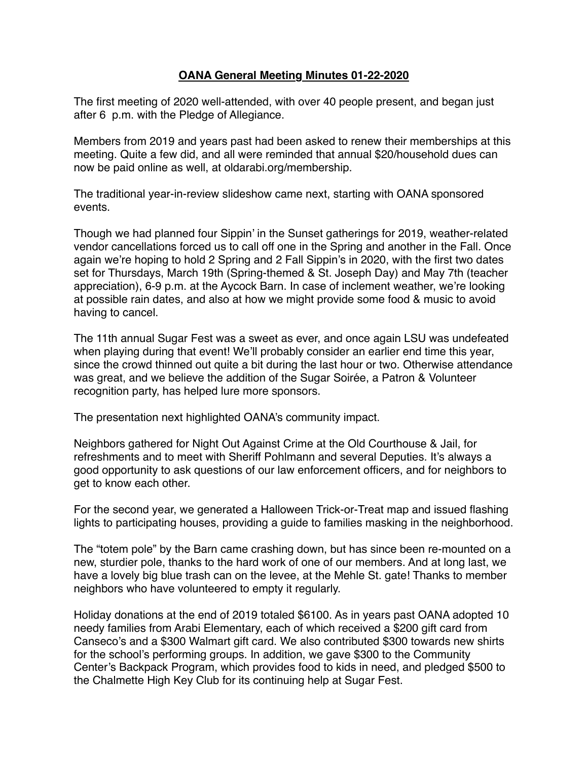**OANA General Meeting Minutes 01-22-2020**

The first meeting of 2020 well-attended, with over 40 people present, and began just after 6 p.m. with the Pledge of Allegiance.

Members from 2019 and years past had been asked to renew their memberships at this meeting. Quite a few did, and all were reminded that annual $20/household dues can now be paid online as well, at oldarabi.org/membership.

The traditional year-in-review slideshow came next, starting with OANA sponsored events.

Though we had planned four Sippin' in the Sunset gatherings for 2019, weather-related vendor cancellations forced us to call off one in the Spring and another in the Fall. Once again we're hoping to hold 2 Spring and 2 Fall Sippin's in 2020, with the first two dates set for Thursdays, March 19th (Spring-themed & St. Joseph Day) and May 7th (teacher appreciation), 6-9 p.m. at the Aycock Barn. In case of inclement weather, we're looking at possible rain dates, and also at how we might provide some food & music to avoid having to cancel.

The 11th annual Sugar Fest was a sweet as ever, and once again LSU was undefeated when playing during that event! We'll probably consider an earlier end time this year, since the crowd thinned out quite a bit during the last hour or two. Otherwise attendance was great, and we believe the addition of the Sugar Soirée, a Patron & Volunteer recognition party, has helped lure more sponsors.

The presentation next highlighted OANA's community impact.

Neighbors gathered for Night Out Against Crime at the Old Courthouse & Jail, for refreshments and to meet with Sheriff Pohlmann and several Deputies. It's always a good opportunity to ask questions of our law enforcement officers, and for neighbors to get to know each other.

For the second year, we generated a Halloween Trick-or-Treat map and issued flashing lights to participating houses, providing a guide to families masking in the neighborhood.

The "totem pole" by the Barn came crashing down, but has since been re-mounted on a new, sturdier pole, thanks to the hard work of one of our members. And at long last, we have a lovely big blue trash can on the levee, at the Mehle St. gate! Thanks to member neighbors who have volunteered to empty it regularly.

Holiday donations at the end of 2019 totaled $6100. As in years past OANA adopted 10 needy families from Arabi Elementary, each of which received a $200 gift card from Canseco's and a $300 Walmart gift card. We also contributed $300 towards new shirts for the school's performing groups. In addition, we gave $300 to the Community Center's Backpack Program, which provides food to kids in need, and pledged $500 to the Chalmette High Key Club for its continuing help at Sugar Fest.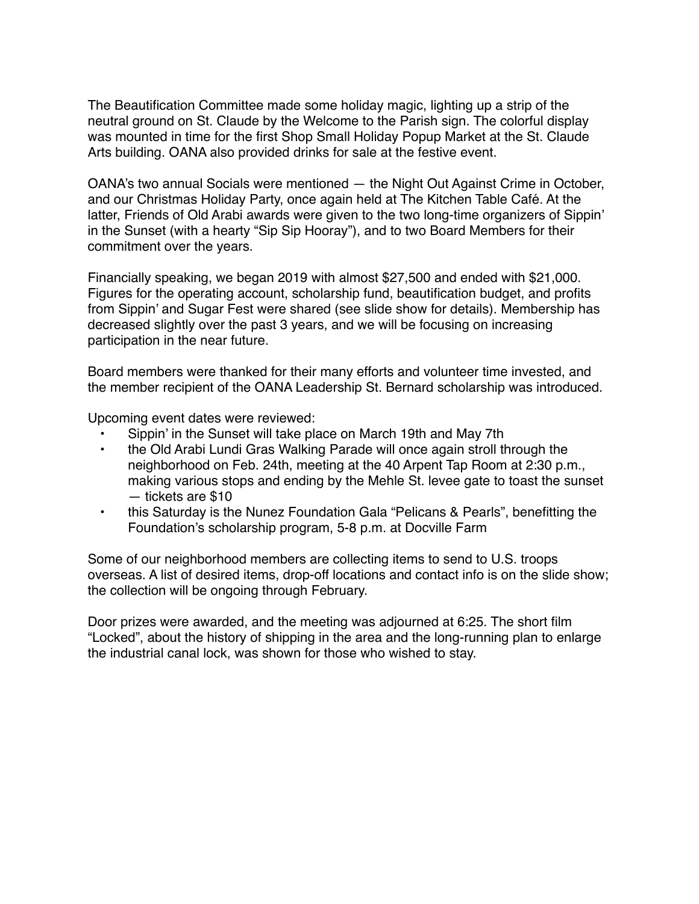The Beautification Committee made some holiday magic, lighting up a strip of the neutral ground on St. Claude by the Welcome to the Parish sign. The colorful display was mounted in time for the first Shop Small Holiday Popup Market at the St. Claude Arts building. OANA also provided drinks for sale at the festive event.

OANA's two annual Socials were mentioned — the Night Out Against Crime in October, and our Christmas Holiday Party, once again held at The Kitchen Table Café. At the latter, Friends of Old Arabi awards were given to the two long-time organizers of Sippin' in the Sunset (with a hearty "Sip Sip Hooray"), and to two Board Members for their commitment over the years.

Financially speaking, we began 2019 with almost $27,500 and ended with $21,000. Figures for the operating account, scholarship fund, beautification budget, and profits from Sippin' and Sugar Fest were shared (see slide show for details). Membership has decreased slightly over the past 3 years, and we will be focusing on increasing participation in the near future.

Board members were thanked for their many efforts and volunteer time invested, and the member recipient of the OANA Leadership St. Bernard scholarship was introduced.

Upcoming event dates were reviewed:

- Sippin' in the Sunset will take place on March 19th and May 7th
- the Old Arabi Lundi Gras Walking Parade will once again stroll through the neighborhood on Feb. 24th, meeting at the 40 Arpent Tap Room at 2:30 p.m., making various stops and ending by the Mehle St. levee gate to toast the sunset — tickets are $10
- this Saturday is the Nunez Foundation Gala "Pelicans & Pearls", benefitting the Foundation's scholarship program, 5-8 p.m. at Docville Farm

Some of our neighborhood members are collecting items to send to U.S. troops overseas. A list of desired items, drop-off locations and contact info is on the slide show; the collection will be ongoing through February.

Door prizes were awarded, and the meeting was adjourned at 6:25. The short film "Locked", about the history of shipping in the area and the long-running plan to enlarge the industrial canal lock, was shown for those who wished to stay.